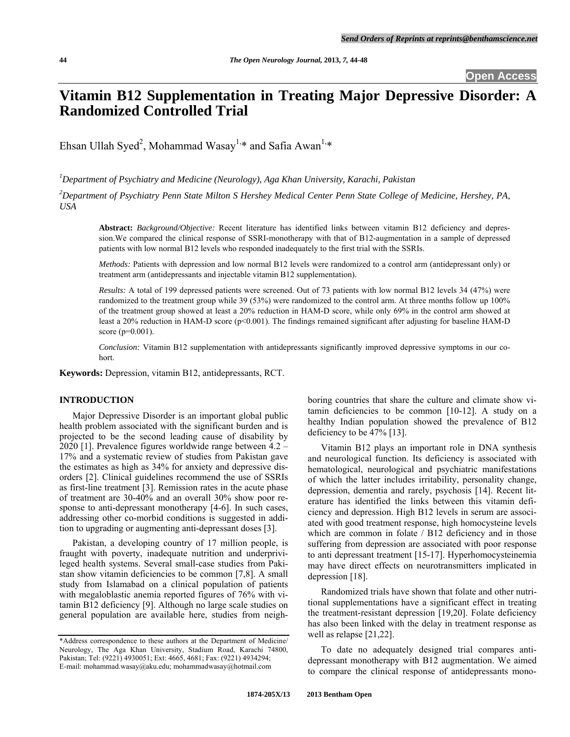# Vitamin B12 Supplementation in Treating Major Depressive Disorder: A Randomized Controlled Trial

Ehsan Ullah Syed[2], Mohammad Wasay[1,*] and Safia Awan[1,*]

[1]Department of Psychiatry and Medicine (Neurology), Aga Khan University, Karachi, Pakistan

[2]Department of Psychiatry Penn State Milton S Hershey Medical Center Penn State College of Medicine, Hershey, PA, USA

**Abstract:** *Background/Objective:* Recent literature has identified links between vitamin B12 deficiency and depression.We compared the clinical response of SSRI-monotherapy with that of B12-augmentation in a sample of depressed patients with low normal B12 levels who responded inadequately to the first trial with the SSRIs.

*Methods:* Patients with depression and low normal B12 levels were randomized to a control arm (antidepressant only) or treatment arm (antidepressants and injectable vitamin B12 supplementation).

*Results:* A total of 199 depressed patients were screened. Out of 73 patients with low normal B12 levels 34 (47%) were randomized to the treatment group while 39 (53%) were randomized to the control arm. At three months follow up 100% of the treatment group showed at least a 20% reduction in HAM-D score, while only 69% in the control arm showed at least a 20% reduction in HAM-D score ($p<0.001$). The findings remained significant after adjusting for baseline HAM-D score ($p=0.001$).

*Conclusion:* Vitamin B12 supplementation with antidepressants significantly improved depressive symptoms in our cohort.

**Keywords:** Depression, vitamin B12, antidepressants, RCT.

## INTRODUCTION

Major Depressive Disorder is an important global public health problem associated with the significant burden and is projected to be the second leading cause of disability by 2020 [1]. Prevalence figures worldwide range between 4.2 – 17% and a systematic review of studies from Pakistan gave the estimates as high as 34% for anxiety and depressive disorders [2]. Clinical guidelines recommend the use of SSRIs as first-line treatment [3]. Remission rates in the acute phase of treatment are 30-40% and an overall 30% show poor response to anti-depressant monotherapy [4-6]. In such cases, addressing other co-morbid conditions is suggested in addition to upgrading or augmenting anti-depressant doses [3].

Pakistan, a developing country of 17 million people, is fraught with poverty, inadequate nutrition and underprivileged health systems. Several small-case studies from Pakistan show vitamin deficiencies to be common [7,8]. A small study from Islamabad on a clinical population of patients with megaloblastic anemia reported figures of 76% with vitamin B12 deficiency [9]. Although no large scale studies on general population are available here, studies from neighboring countries that share the culture and climate show vitamin deficiencies to be common [10-12]. A study on a healthy Indian population showed the prevalence of B12 deficiency to be 47% [13].

Vitamin B12 plays an important role in DNA synthesis and neurological function. Its deficiency is associated with hematological, neurological and psychiatric manifestations of which the latter includes irritability, personality change, depression, dementia and rarely, psychosis [14]. Recent literature has identified the links between this vitamin deficiency and depression. High B12 levels in serum are associated with good treatment response, high homocysteine levels which are common in folate / B12 deficiency and in those suffering from depression are associated with poor response to anti depressant treatment [15-17]. Hyperhomocysteinemia may have direct effects on neurotransmitters implicated in depression [18].

Randomized trials have shown that folate and other nutritional supplementations have a significant effect in treating the treatment-resistant depression [19,20]. Folate deficiency has also been linked with the delay in treatment response as well as relapse [21,22].

To date no adequately designed trial compares antidepressant monotherapy with B12 augmentation. We aimed to compare the clinical response of antidepressants mono-

*Address correspondence to these authors at the Department of Medicine/ Neurology, The Aga Khan University, Stadium Road, Karachi 74800, Pakistan; Tel: (9221) 4930051; Ext: 4665, 4681; Fax: (9221) 4934294; E-mail: mohammad.wasay@aku.edu; mohammadwasay@hotmail.com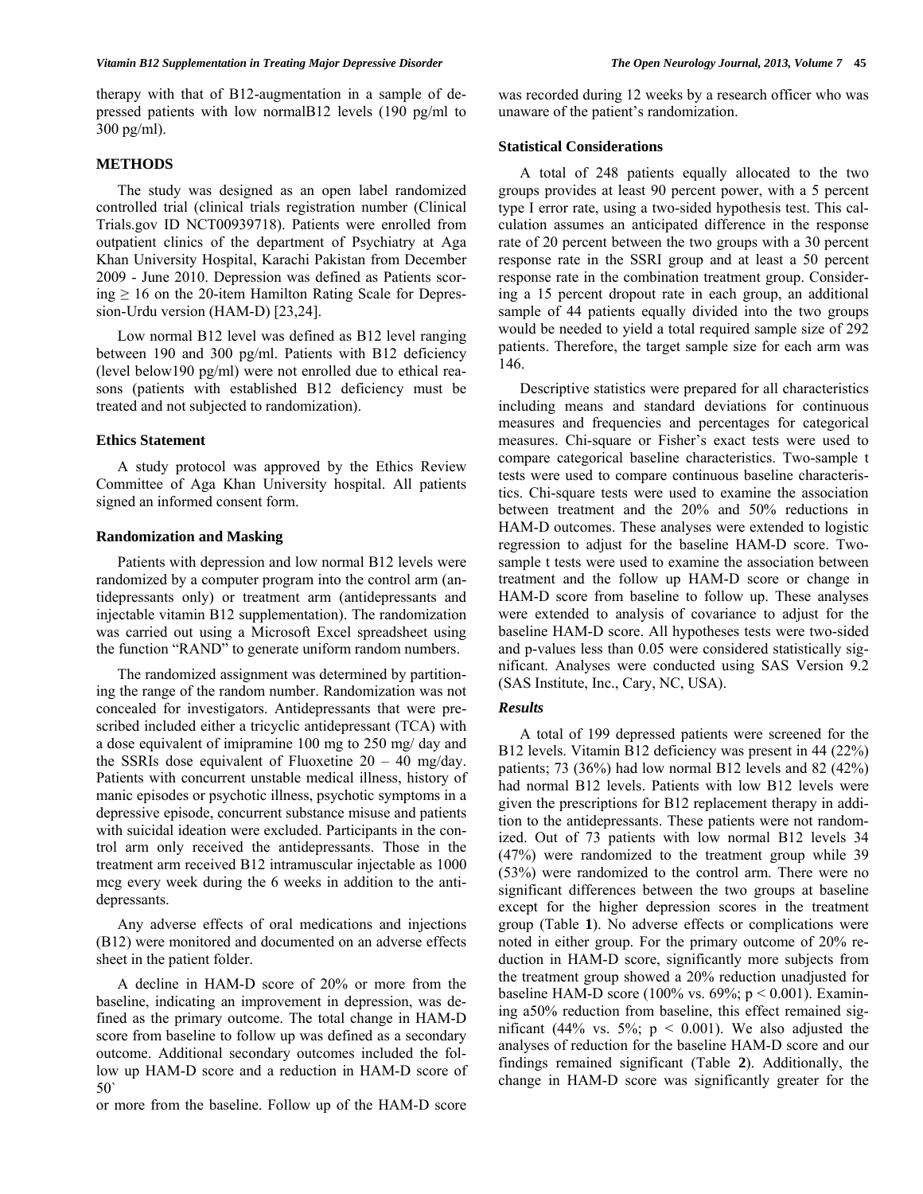therapy with that of B12-augmentation in a sample of depressed patients with low normalB12 levels (190 pg/ml to 300 pg/ml).

## METHODS

The study was designed as an open label randomized controlled trial (clinical trials registration number (Clinical Trials.gov ID NCT00939718). Patients were enrolled from outpatient clinics of the department of Psychiatry at Aga Khan University Hospital, Karachi Pakistan from December 2009 - June 2010. Depression was defined as Patients scoring ≥ 16 on the 20-item Hamilton Rating Scale for Depression-Urdu version (HAM-D) [23,24].

Low normal B12 level was defined as B12 level ranging between 190 and 300 pg/ml. Patients with B12 deficiency (level below190 pg/ml) were not enrolled due to ethical reasons (patients with established B12 deficiency must be treated and not subjected to randomization).

### Ethics Statement

A study protocol was approved by the Ethics Review Committee of Aga Khan University hospital. All patients signed an informed consent form.

### Randomization and Masking

Patients with depression and low normal B12 levels were randomized by a computer program into the control arm (antidepressants only) or treatment arm (antidepressants and injectable vitamin B12 supplementation). The randomization was carried out using a Microsoft Excel spreadsheet using the function "RAND" to generate uniform random numbers.

The randomized assignment was determined by partitioning the range of the random number. Randomization was not concealed for investigators. Antidepressants that were prescribed included either a tricyclic antidepressant (TCA) with a dose equivalent of imipramine 100 mg to 250 mg/ day and the SSRIs dose equivalent of Fluoxetine 20 – 40 mg/day. Patients with concurrent unstable medical illness, history of manic episodes or psychotic illness, psychotic symptoms in a depressive episode, concurrent substance misuse and patients with suicidal ideation were excluded. Participants in the control arm only received the antidepressants. Those in the treatment arm received B12 intramuscular injectable as 1000 mcg every week during the 6 weeks in addition to the antidepressants.

Any adverse effects of oral medications and injections (B12) were monitored and documented on an adverse effects sheet in the patient folder.

A decline in HAM-D score of 20% or more from the baseline, indicating an improvement in depression, was defined as the primary outcome. The total change in HAM-D score from baseline to follow up was defined as a secondary outcome. Additional secondary outcomes included the follow up HAM-D score and a reduction in HAM-D score of 50`

or more from the baseline. Follow up of the HAM-D score was recorded during 12 weeks by a research officer who was unaware of the patient's randomization.

### Statistical Considerations

A total of 248 patients equally allocated to the two groups provides at least 90 percent power, with a 5 percent type I error rate, using a two-sided hypothesis test. This calculation assumes an anticipated difference in the response rate of 20 percent between the two groups with a 30 percent response rate in the SSRI group and at least a 50 percent response rate in the combination treatment group. Considering a 15 percent dropout rate in each group, an additional sample of 44 patients equally divided into the two groups would be needed to yield a total required sample size of 292 patients. Therefore, the target sample size for each arm was 146.

Descriptive statistics were prepared for all characteristics including means and standard deviations for continuous measures and frequencies and percentages for categorical measures. Chi-square or Fisher's exact tests were used to compare categorical baseline characteristics. Two-sample t tests were used to compare continuous baseline characteristics. Chi-square tests were used to examine the association between treatment and the 20% and 50% reductions in HAM-D outcomes. These analyses were extended to logistic regression to adjust for the baseline HAM-D score. Two-sample t tests were used to examine the association between treatment and the follow up HAM-D score or change in HAM-D score from baseline to follow up. These analyses were extended to analysis of covariance to adjust for the baseline HAM-D score. All hypotheses tests were two-sided and p-values less than 0.05 were considered statistically significant. Analyses were conducted using SAS Version 9.2 (SAS Institute, Inc., Cary, NC, USA).

### *Results*

A total of 199 depressed patients were screened for the B12 levels. Vitamin B12 deficiency was present in 44 (22%) patients; 73 (36%) had low normal B12 levels and 82 (42%) had normal B12 levels. Patients with low B12 levels were given the prescriptions for B12 replacement therapy in addition to the antidepressants. These patients were not randomized. Out of 73 patients with low normal B12 levels 34 (47%) were randomized to the treatment group while 39 (53%) were randomized to the control arm. There were no significant differences between the two groups at baseline except for the higher depression scores in the treatment group (Table **1**). No adverse effects or complications were noted in either group. For the primary outcome of 20% reduction in HAM-D score, significantly more subjects from the treatment group showed a 20% reduction unadjusted for baseline HAM-D score (100% vs. 69%; $p < 0.001$). Examining a50% reduction from baseline, this effect remained significant (44% vs. 5%; $p < 0.001$). We also adjusted the analyses of reduction for the baseline HAM-D score and our findings remained significant (Table **2**). Additionally, the change in HAM-D score was significantly greater for the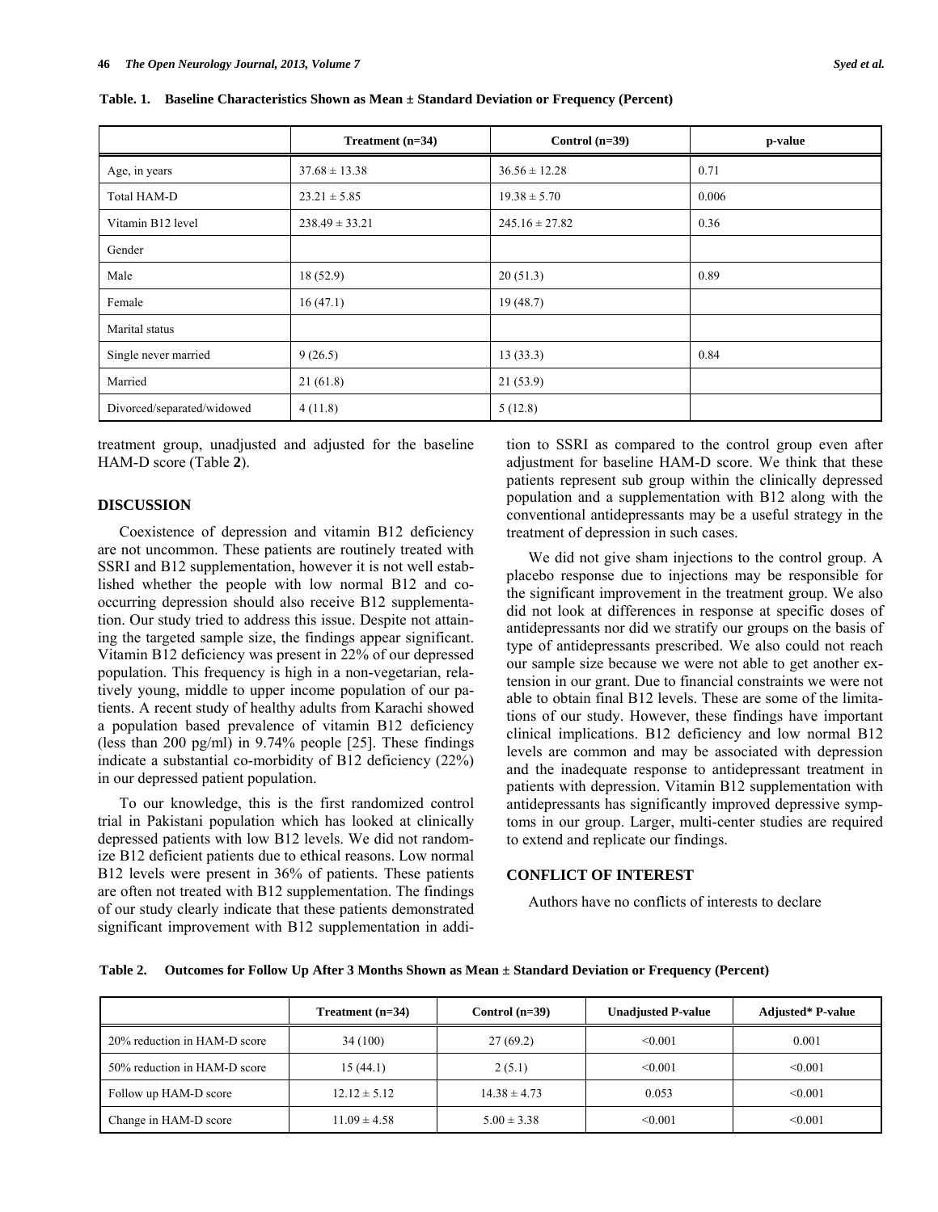**Table. 1. Baseline Characteristics Shown as Mean ± Standard Deviation or Frequency (Percent)**

| | Treatment (n=34) | Control (n=39) | p-value |
|---|---|---|---|
| Age, in years | 37.68 ± 13.38 | 36.56 ± 12.28 | 0.71 |
| Total HAM-D | 23.21 ± 5.85 | 19.38 ± 5.70 | 0.006 |
| Vitamin B12 level | 238.49 ± 33.21 | 245.16 ± 27.82 | 0.36 |
| Gender | | | |
| Male | 18 (52.9) | 20 (51.3) | 0.89 |
| Female | 16 (47.1) | 19 (48.7) | |
| Marital status | | | |
| Single never married | 9 (26.5) | 13 (33.3) | 0.84 |
| Married | 21 (61.8) | 21 (53.9) | |
| Divorced/separated/widowed | 4 (11.8) | 5 (12.8) | |

treatment group, unadjusted and adjusted for the baseline HAM-D score (Table **2**).

## DISCUSSION

Coexistence of depression and vitamin B12 deficiency are not uncommon. These patients are routinely treated with SSRI and B12 supplementation, however it is not well established whether the people with low normal B12 and co-occurring depression should also receive B12 supplementation. Our study tried to address this issue. Despite not attaining the targeted sample size, the findings appear significant. Vitamin B12 deficiency was present in 22% of our depressed population. This frequency is high in a non-vegetarian, relatively young, middle to upper income population of our patients. A recent study of healthy adults from Karachi showed a population based prevalence of vitamin B12 deficiency (less than 200 pg/ml) in 9.74% people [25]. These findings indicate a substantial co-morbidity of B12 deficiency (22%) in our depressed patient population.

To our knowledge, this is the first randomized control trial in Pakistani population which has looked at clinically depressed patients with low B12 levels. We did not randomize B12 deficient patients due to ethical reasons. Low normal B12 levels were present in 36% of patients. These patients are often not treated with B12 supplementation. The findings of our study clearly indicate that these patients demonstrated significant improvement with B12 supplementation in addition to SSRI as compared to the control group even after adjustment for baseline HAM-D score. We think that these patients represent sub group within the clinically depressed population and a supplementation with B12 along with the conventional antidepressants may be a useful strategy in the treatment of depression in such cases.

We did not give sham injections to the control group. A placebo response due to injections may be responsible for the significant improvement in the treatment group. We also did not look at differences in response at specific doses of antidepressants nor did we stratify our groups on the basis of type of antidepressants prescribed. We also could not reach our sample size because we were not able to get another extension in our grant. Due to financial constraints we were not able to obtain final B12 levels. These are some of the limitations of our study. However, these findings have important clinical implications. B12 deficiency and low normal B12 levels are common and may be associated with depression and the inadequate response to antidepressant treatment in patients with depression. Vitamin B12 supplementation with antidepressants has significantly improved depressive symptoms in our group. Larger, multi-center studies are required to extend and replicate our findings.

## CONFLICT OF INTEREST

Authors have no conflicts of interests to declare

**Table 2. Outcomes for Follow Up After 3 Months Shown as Mean ± Standard Deviation or Frequency (Percent)**

| | Treatment (n=34) | Control (n=39) | Unadjusted P-value | Adjusted* P-value |
|---|---|---|---|---|
| 20% reduction in HAM-D score | 34 (100) | 27 (69.2) | <0.001 | 0.001 |
| 50% reduction in HAM-D score | 15 (44.1) | 2 (5.1) | <0.001 | <0.001 |
| Follow up HAM-D score | 12.12 ± 5.12 | 14.38 ± 4.73 | 0.053 | <0.001 |
| Change in HAM-D score | 11.09 ± 4.58 | 5.00 ± 3.38 | <0.001 | <0.001 |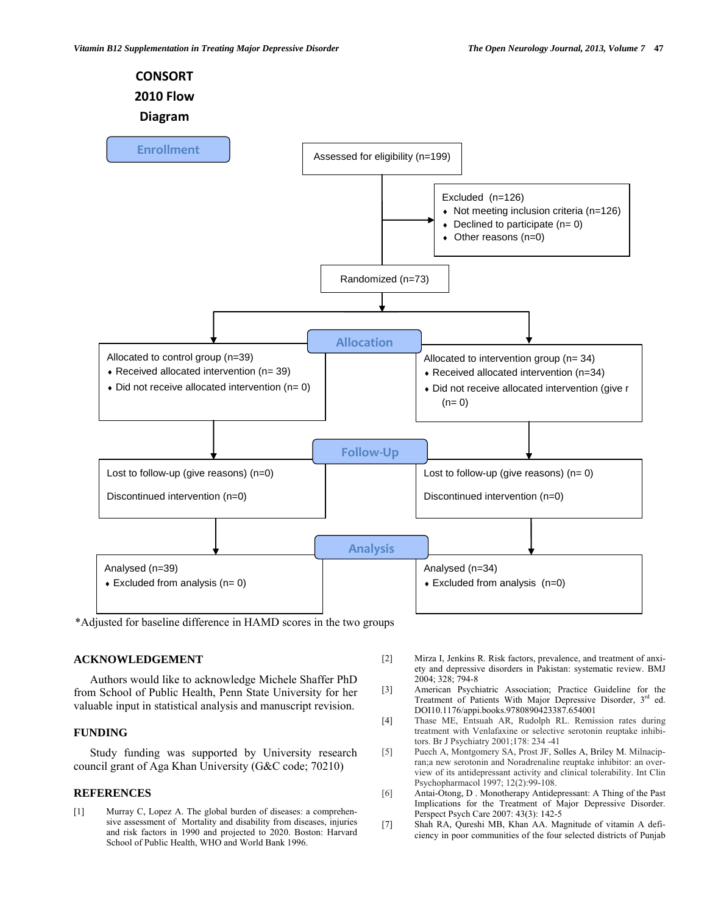**CONSORT 2010 Flow Diagram**

**Enrollment**

Assessed for eligibility (n=199)

Excluded (n=126)
- Not meeting inclusion criteria (n=126)
- Declined to participate (n= 0)
- Other reasons (n=0)

Randomized (n=73)

**Allocation**

Allocated to control group (n=39)
- Received allocated intervention (n= 39)
- Did not receive allocated intervention (n= 0)

Allocated to intervention group (n= 34)
- Received allocated intervention (n=34)
- Did not receive allocated intervention (give r (n= 0)

**Follow-Up**

Lost to follow-up (give reasons) (n=0)

Discontinued intervention (n=0)

Lost to follow-up (give reasons) (n= 0)

Discontinued intervention (n=0)

**Analysis**

Analysed (n=39)
- Excluded from analysis (n= 0)

Analysed (n=34)
- Excluded from analysis (n=0)

*Adjusted for baseline difference in HAMD scores in the two groups

## ACKNOWLEDGEMENT

Authors would like to acknowledge Michele Shaffer PhD from School of Public Health, Penn State University for her valuable input in statistical analysis and manuscript revision.

## FUNDING

Study funding was supported by University research council grant of Aga Khan University (G&C code; 70210)

## REFERENCES

[1] Murray C, Lopez A. The global burden of diseases: a comprehensive assessment of Mortality and disability from diseases, injuries and risk factors in 1990 and projected to 2020. Boston: Harvard School of Public Health, WHO and World Bank 1996.

[2] Mirza I, Jenkins R. Risk factors, prevalence, and treatment of anxiety and depressive disorders in Pakistan: systematic review. BMJ 2004; 328; 794-8

[3] American Psychiatric Association; Practice Guideline for the Treatment of Patients With Major Depressive Disorder, 3rd ed. DOI10.1176/appi.books.9780890423387.654001

[4] Thase ME, Entsuah AR, Rudolph RL. Remission rates during treatment with Venlafaxine or selective serotonin reuptake inhibitors. Br J Psychiatry 2001;178: 234 -41

[5] Puech A, Montgomery SA, Prost JF, Solles A, Briley M. Milnacipran;a new serotonin and Noradrenaline reuptake inhibitor: an overview of its antidepressant activity and clinical tolerability. Int Clin Psychopharmacol 1997; 12(2):99-108.

[6] Antai-Otong, D . Monotherapy Antidepressant: A Thing of the Past Implications for the Treatment of Major Depressive Disorder. Perspect Psych Care 2007: 43(3): 142-5

[7] Shah RA, Qureshi MB, Khan AA. Magnitude of vitamin A deficiency in poor communities of the four selected districts of Punjab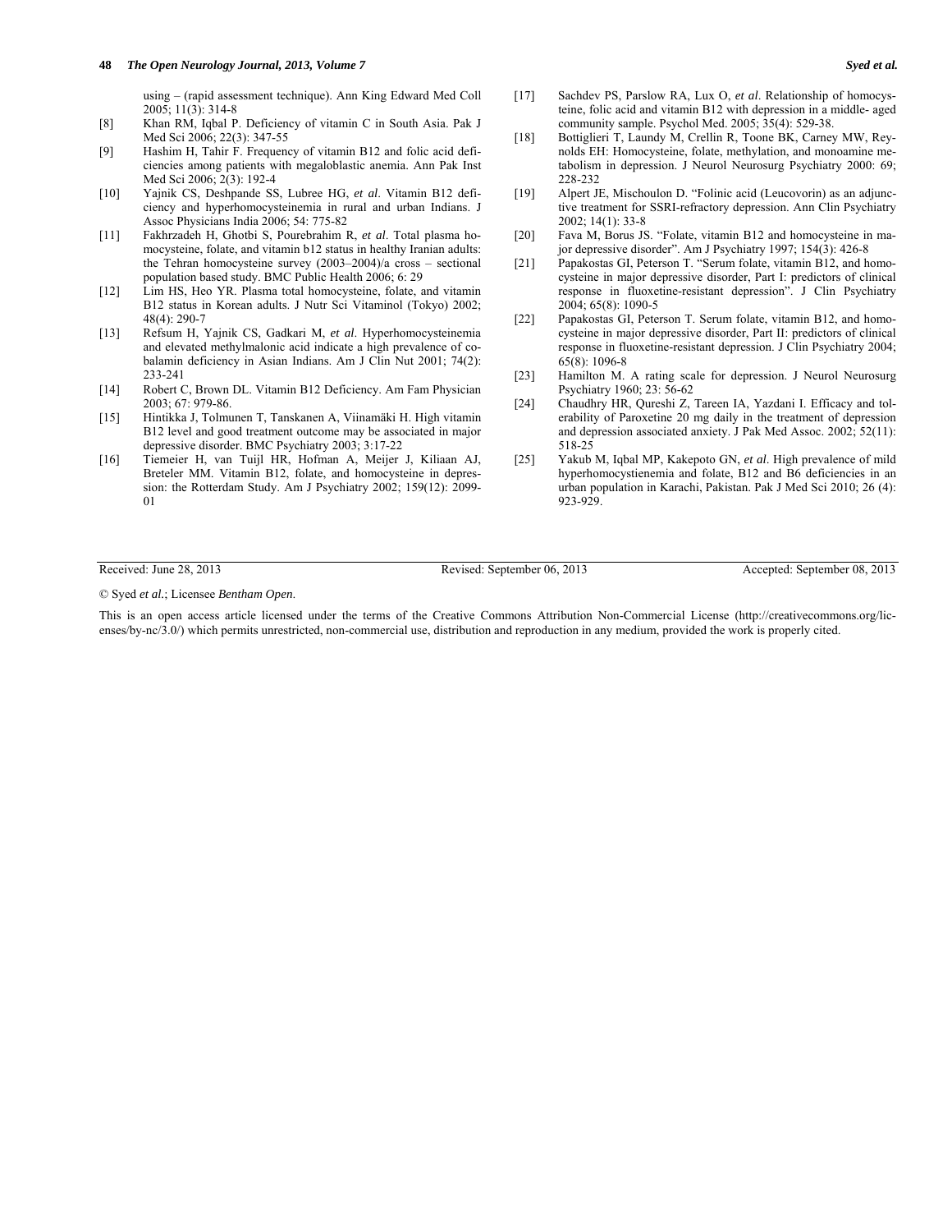using – (rapid assessment technique). Ann King Edward Med Coll 2005; 11(3): 314-8

[8] Khan RM, Iqbal P. Deficiency of vitamin C in South Asia. Pak J Med Sci 2006; 22(3): 347-55

[9] Hashim H, Tahir F. Frequency of vitamin B12 and folic acid deficiencies among patients with megaloblastic anemia. Ann Pak Inst Med Sci 2006; 2(3): 192-4

[10] Yajnik CS, Deshpande SS, Lubree HG, *et al*. Vitamin B12 deficiency and hyperhomocysteinemia in rural and urban Indians. J Assoc Physicians India 2006; 54: 775-82

[11] Fakhrzadeh H, Ghotbi S, Pourebrahim R, *et al*. Total plasma homocysteine, folate, and vitamin b12 status in healthy Iranian adults: the Tehran homocysteine survey (2003–2004)/a cross – sectional population based study. BMC Public Health 2006; 6: 29

[12] Lim HS, Heo YR. Plasma total homocysteine, folate, and vitamin B12 status in Korean adults. J Nutr Sci Vitaminol (Tokyo) 2002; 48(4): 290-7

[13] Refsum H, Yajnik CS, Gadkari M, *et al*. Hyperhomocysteinemia and elevated methylmalonic acid indicate a high prevalence of cobalamin deficiency in Asian Indians. Am J Clin Nut 2001; 74(2): 233-241

[14] Robert C, Brown DL. Vitamin B12 Deficiency. Am Fam Physician 2003; 67: 979-86.

[15] Hintikka J, Tolmunen T, Tanskanen A, Viinamäki H. High vitamin B12 level and good treatment outcome may be associated in major depressive disorder. BMC Psychiatry 2003; 3:17-22

[16] Tiemeier H, van Tuijl HR, Hofman A, Meijer J, Kiliaan AJ, Breteler MM. Vitamin B12, folate, and homocysteine in depression: the Rotterdam Study. Am J Psychiatry 2002; 159(12): 2099-01

[17] Sachdev PS, Parslow RA, Lux O, *et al*. Relationship of homocysteine, folic acid and vitamin B12 with depression in a middle- aged community sample. Psychol Med. 2005; 35(4): 529-38.

[18] Bottiglieri T, Laundy M, Crellin R, Toone BK, Carney MW, Reynolds EH: Homocysteine, folate, methylation, and monoamine metabolism in depression. J Neurol Neurosurg Psychiatry 2000: 69; 228-232

[19] Alpert JE, Mischoulon D. "Folinic acid (Leucovorin) as an adjunctive treatment for SSRI-refractory depression. Ann Clin Psychiatry 2002; 14(1): 33-8

[20] Fava M, Borus JS. "Folate, vitamin B12 and homocysteine in major depressive disorder". Am J Psychiatry 1997; 154(3): 426-8

[21] Papakostas GI, Peterson T. "Serum folate, vitamin B12, and homocysteine in major depressive disorder, Part I: predictors of clinical response in fluoxetine-resistant depression". J Clin Psychiatry 2004; 65(8): 1090-5

[22] Papakostas GI, Peterson T. Serum folate, vitamin B12, and homocysteine in major depressive disorder, Part II: predictors of clinical response in fluoxetine-resistant depression. J Clin Psychiatry 2004; 65(8): 1096-8

[23] Hamilton M. A rating scale for depression. J Neurol Neurosurg Psychiatry 1960; 23: 56-62

[24] Chaudhry HR, Qureshi Z, Tareen IA, Yazdani I. Efficacy and tolerability of Paroxetine 20 mg daily in the treatment of depression and depression associated anxiety. J Pak Med Assoc. 2002; 52(11): 518-25

[25] Yakub M, Iqbal MP, Kakepoto GN, *et al*. High prevalence of mild hyperhomocystienemia and folate, B12 and B6 deficiencies in an urban population in Karachi, Pakistan. Pak J Med Sci 2010; 26 (4): 923-929.

Received: June 28, 2013 Revised: September 06, 2013 Accepted: September 08, 2013

© Syed *et al.*; Licensee *Bentham Open*.

This is an open access article licensed under the terms of the Creative Commons Attribution Non-Commercial License (http://creativecommons.org/licenses/by-nc/3.0/) which permits unrestricted, non-commercial use, distribution and reproduction in any medium, provided the work is properly cited.